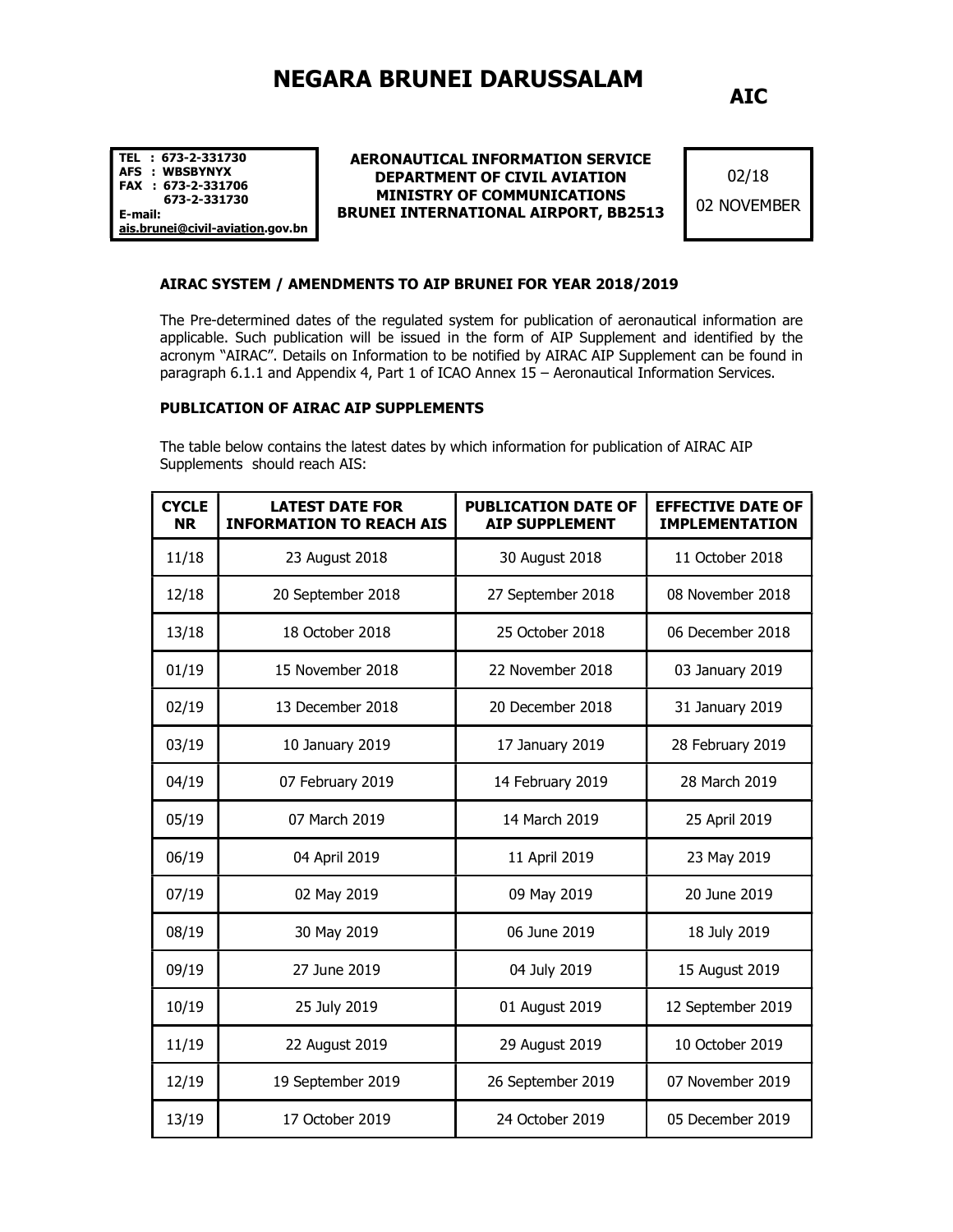# NEGARA BRUNEI DARUSSALAM

**AIC**

**TEL : 673-2-331730**
**AFS : WBSBYNYX**
**FAX : 673-2-331706**
**673-2-331730**
**E-mail:**
**ais.brunei@civil-aviation.gov.bn**

**AERONAUTICAL INFORMATION SERVICE**
**DEPARTMENT OF CIVIL AVIATION**
**MINISTRY OF COMMUNICATIONS**
**BRUNEI INTERNATIONAL AIRPORT, BB2513**

02/18
02 NOVEMBER

### AIRAC SYSTEM / AMENDMENTS TO AIP BRUNEI FOR YEAR 2018/2019

The Pre-determined dates of the regulated system for publication of aeronautical information are applicable. Such publication will be issued in the form of AIP Supplement and identified by the acronym "AIRAC". Details on Information to be notified by AIRAC AIP Supplement can be found in paragraph 6.1.1 and Appendix 4, Part 1 of ICAO Annex 15 – Aeronautical Information Services.

### PUBLICATION OF AIRAC AIP SUPPLEMENTS

The table below contains the latest dates by which information for publication of AIRAC AIP Supplements should reach AIS:

| CYCLE NR | LATEST DATE FOR INFORMATION TO REACH AIS | PUBLICATION DATE OF AIP SUPPLEMENT | EFFECTIVE DATE OF IMPLEMENTATION |
|---|---|---|---|
| 11/18 | 23 August 2018 | 30 August 2018 | 11 October 2018 |
| 12/18 | 20 September 2018 | 27 September 2018 | 08 November 2018 |
| 13/18 | 18 October 2018 | 25 October 2018 | 06 December 2018 |
| 01/19 | 15 November 2018 | 22 November 2018 | 03 January 2019 |
| 02/19 | 13 December 2018 | 20 December 2018 | 31 January 2019 |
| 03/19 | 10 January 2019 | 17 January 2019 | 28 February 2019 |
| 04/19 | 07 February 2019 | 14 February 2019 | 28 March 2019 |
| 05/19 | 07 March 2019 | 14 March 2019 | 25 April 2019 |
| 06/19 | 04 April 2019 | 11 April 2019 | 23 May 2019 |
| 07/19 | 02 May 2019 | 09 May 2019 | 20 June 2019 |
| 08/19 | 30 May 2019 | 06 June 2019 | 18 July 2019 |
| 09/19 | 27 June 2019 | 04 July 2019 | 15 August 2019 |
| 10/19 | 25 July 2019 | 01 August 2019 | 12 September 2019 |
| 11/19 | 22 August 2019 | 29 August 2019 | 10 October 2019 |
| 12/19 | 19 September 2019 | 26 September 2019 | 07 November 2019 |
| 13/19 | 17 October 2019 | 24 October 2019 | 05 December 2019 |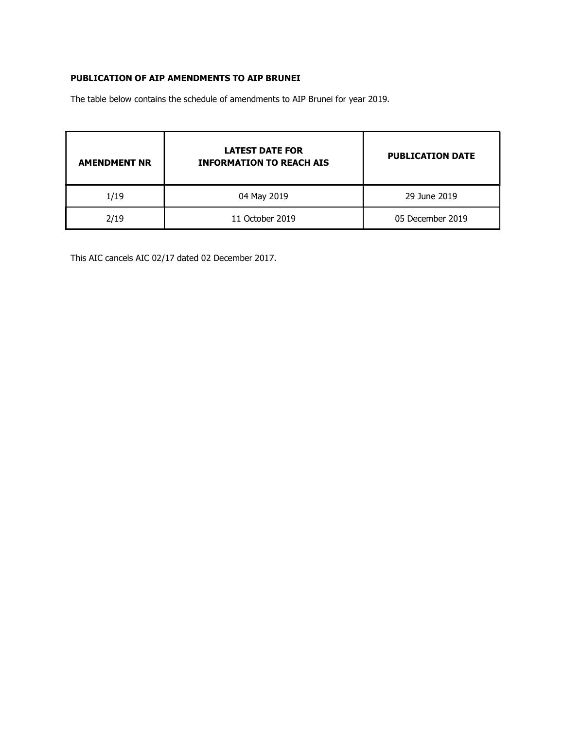**PUBLICATION OF AIP AMENDMENTS TO AIP BRUNEI**

The table below contains the schedule of amendments to AIP Brunei for year 2019.

| AMENDMENT NR | LATEST DATE FOR INFORMATION TO REACH AIS | PUBLICATION DATE |
|---|---|---|
| 1/19 | 04 May 2019 | 29 June 2019 |
| 2/19 | 11 October 2019 | 05 December 2019 |

This AIC cancels AIC 02/17 dated 02 December 2017.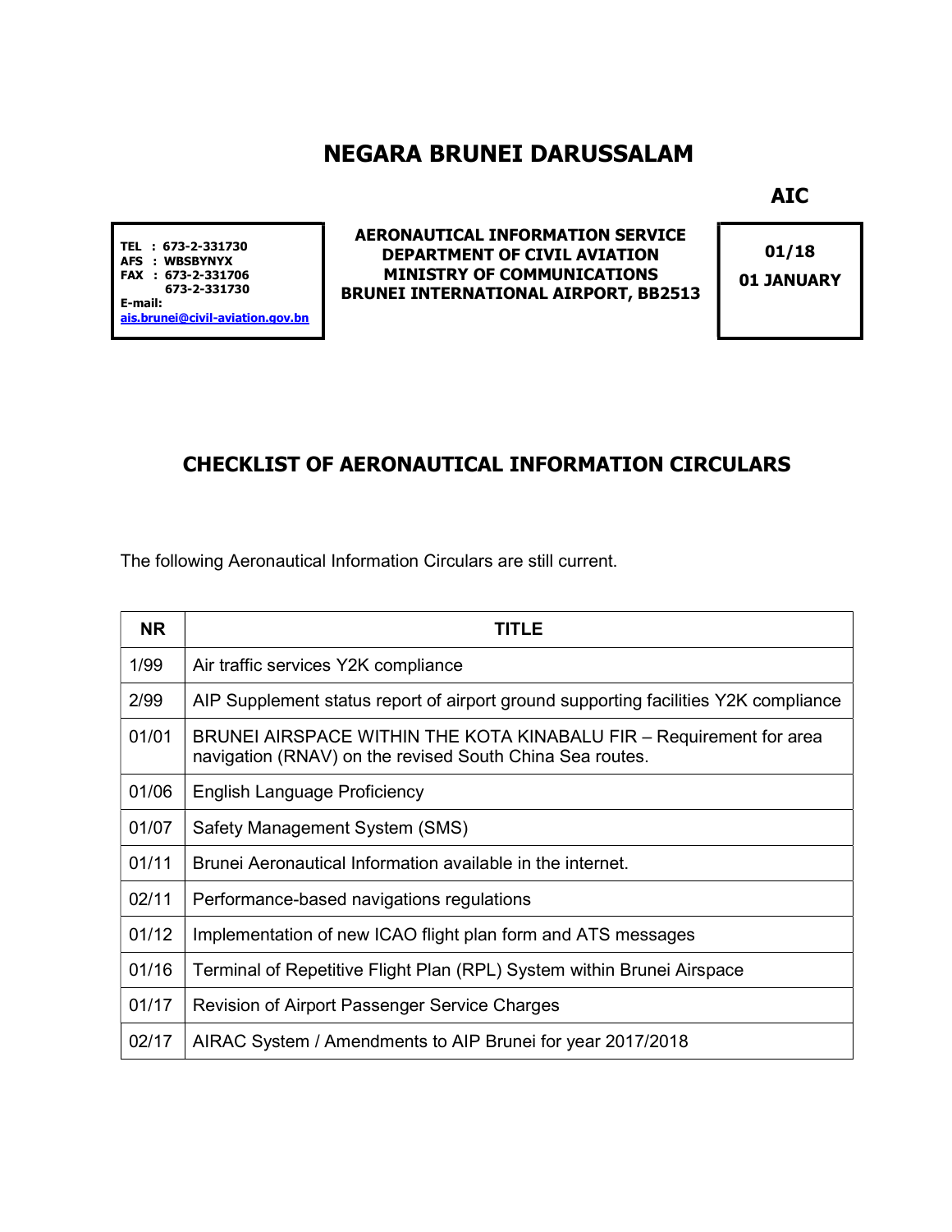# NEGARA BRUNEI DARUSSALAM

**AIC**

**TEL : 673-2-331730**
**AFS : WBSBYNYX**
**FAX : 673-2-331706**
**673-2-331730**
**E-mail:**
**ais.brunei@civil-aviation.gov.bn**

**AERONAUTICAL INFORMATION SERVICE**
**DEPARTMENT OF CIVIL AVIATION**
**MINISTRY OF COMMUNICATIONS**
**BRUNEI INTERNATIONAL AIRPORT, BB2513**

**01/18**
**01 JANUARY**

## CHECKLIST OF AERONAUTICAL INFORMATION CIRCULARS

The following Aeronautical Information Circulars are still current.

| NR | TITLE |
|---|---|
| 1/99 | Air traffic services Y2K compliance |
| 2/99 | AIP Supplement status report of airport ground supporting facilities Y2K compliance |
| 01/01 | BRUNEI AIRSPACE WITHIN THE KOTA KINABALU FIR – Requirement for area navigation (RNAV) on the revised South China Sea routes. |
| 01/06 | English Language Proficiency |
| 01/07 | Safety Management System (SMS) |
| 01/11 | Brunei Aeronautical Information available in the internet. |
| 02/11 | Performance-based navigations regulations |
| 01/12 | Implementation of new ICAO flight plan form and ATS messages |
| 01/16 | Terminal of Repetitive Flight Plan (RPL) System within Brunei Airspace |
| 01/17 | Revision of Airport Passenger Service Charges |
| 02/17 | AIRAC System / Amendments to AIP Brunei for year 2017/2018 |